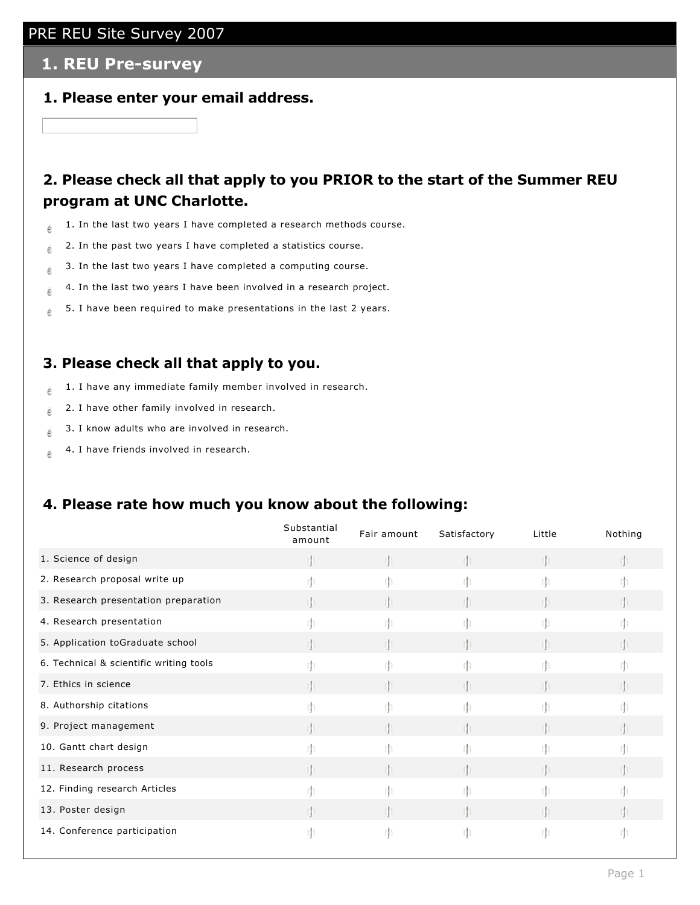# PRE REU Site Survey 2007

## 1. REU Pre-survey

### 1. Please enter your email address.

### 2. Please check all that apply to you PRIOR to the start of the Summer REU program at UNC Charlotte.

- 1. In the last two years I have completed a research methods course.
- 2. In the past two years I have completed a statistics course.
- 3. In the last two years I have completed a computing course.
- 4. In the last two years I have been involved in a research project.
- 5. I have been required to make presentations in the last 2 years.

### 3. Please check all that apply to you.

- 1. I have any immediate family member involved in research.
- 2. I have other family involved in research.
- 3. I know adults who are involved in research.
- 4. I have friends involved in research.

### 4. Please rate how much you know about the following:

| | Substantial amount | Fair amount | Satisfactory | Little | Nothing |
|---|---|---|---|---|---|
| 1. Science of design | | | | | |
| 2. Research proposal write up | | | | | |
| 3. Research presentation preparation | | | | | |
| 4. Research presentation | | | | | |
| 5. Application toGraduate school | | | | | |
| 6. Technical & scientific writing tools | | | | | |
| 7. Ethics in science | | | | | |
| 8. Authorship citations | | | | | |
| 9. Project management | | | | | |
| 10. Gantt chart design | | | | | |
| 11. Research process | | | | | |
| 12. Finding research Articles | | | | | |
| 13. Poster design | | | | | |
| 14. Conference participation | | | | | |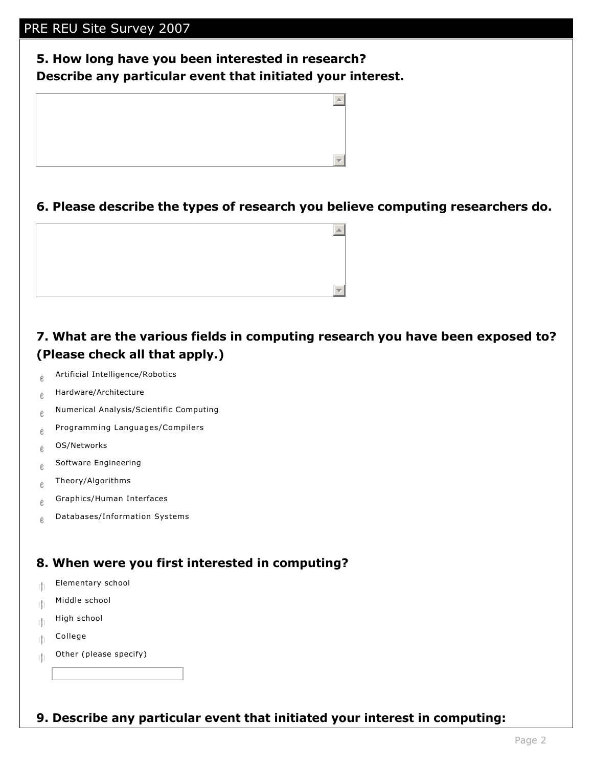PRE REU Site Survey 2007

**5. How long have you been interested in research?**
**Describe any particular event that initiated your interest.**

**6. Please describe the types of research you believe computing researchers do.**

**7. What are the various fields in computing research you have been exposed to? (Please check all that apply.)**

- Artificial Intelligence/Robotics
- Hardware/Architecture
- Numerical Analysis/Scientific Computing
- Programming Languages/Compilers
- OS/Networks
- Software Engineering
- Theory/Algorithms
- Graphics/Human Interfaces
- Databases/Information Systems

**8. When were you first interested in computing?**

- Elementary school
- Middle school
- High school
- College
- Other (please specify)

**9. Describe any particular event that initiated your interest in computing:**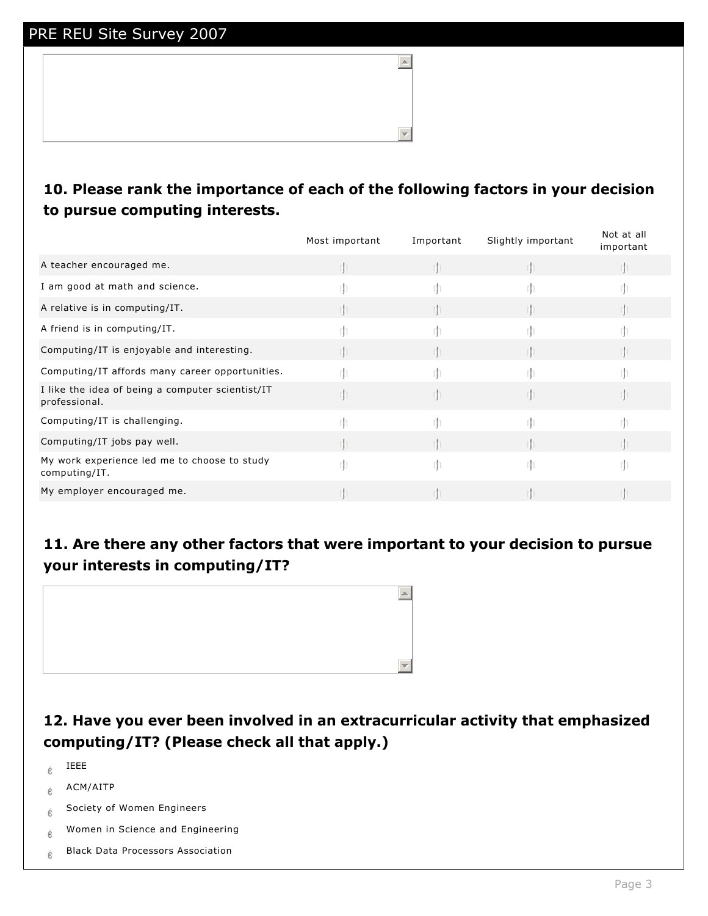**10. Please rank the importance of each of the following factors in your decision to pursue computing interests.**

| | Most important | Important | Slightly important | Not at all important |
|---|---|---|---|---|
| A teacher encouraged me. | | | | |
| I am good at math and science. | | | | |
| A relative is in computing/IT. | | | | |
| A friend is in computing/IT. | | | | |
| Computing/IT is enjoyable and interesting. | | | | |
| Computing/IT affords many career opportunities. | | | | |
| I like the idea of being a computer scientist/IT professional. | | | | |
| Computing/IT is challenging. | | | | |
| Computing/IT jobs pay well. | | | | |
| My work experience led me to choose to study computing/IT. | | | | |
| My employer encouraged me. | | | | |

**11. Are there any other factors that were important to your decision to pursue your interests in computing/IT?**

**12. Have you ever been involved in an extracurricular activity that emphasized computing/IT? (Please check all that apply.)**

- IEEE
- ACM/AITP
- Society of Women Engineers
- Women in Science and Engineering
- Black Data Processors Association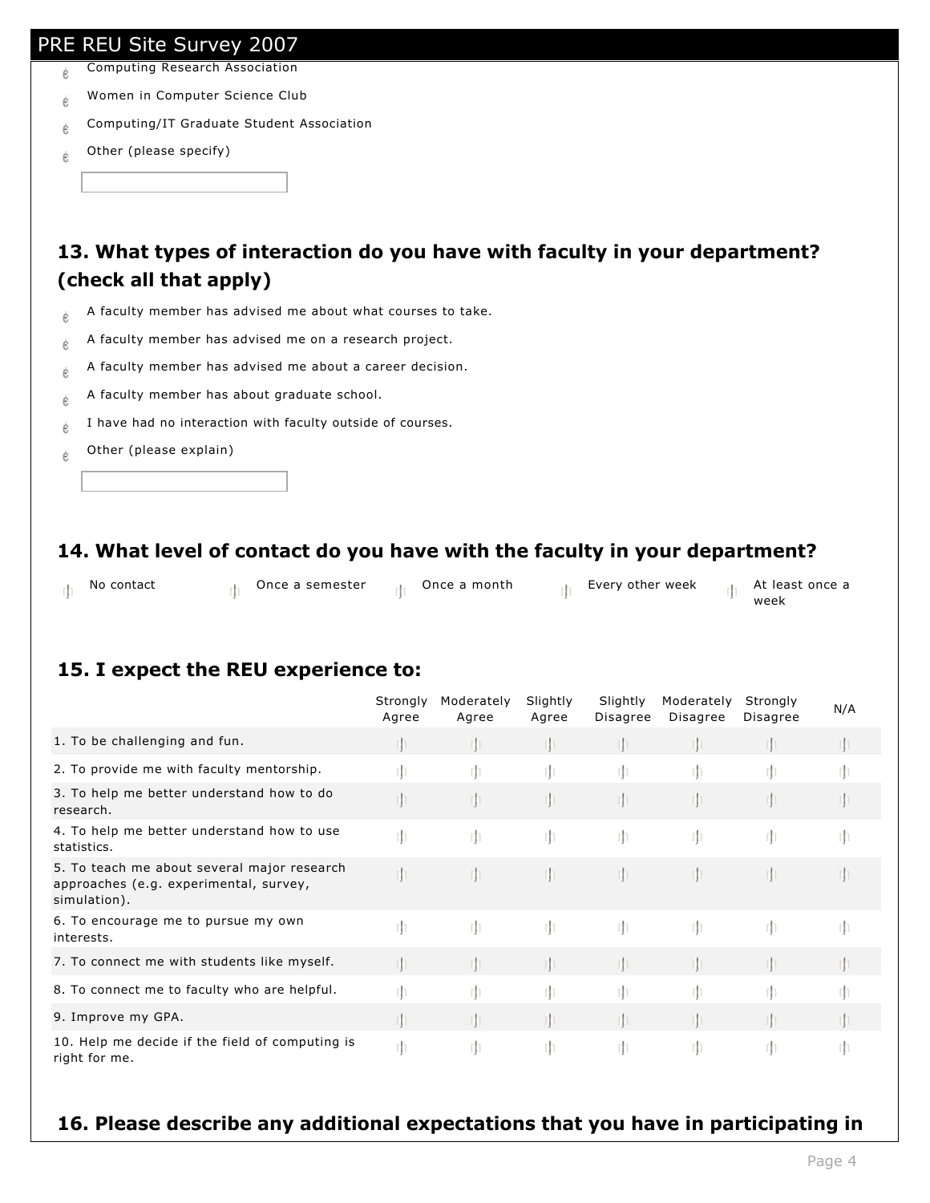- Computing Research Association
- Women in Computer Science Club
- Computing/IT Graduate Student Association
- Other (please specify)

## 13. What types of interaction do you have with faculty in your department? (check all that apply)

- A faculty member has advised me about what courses to take.
- A faculty member has advised me on a research project.
- A faculty member has advised me about a career decision.
- A faculty member has about graduate school.
- I have had no interaction with faculty outside of courses.
- Other (please explain)

## 14. What level of contact do you have with the faculty in your department?

- No contact
- Once a semester
- Once a month
- Every other week
- At least once a week

## 15. I expect the REU experience to:

| | Strongly Agree | Moderately Agree | Slightly Agree | Slightly Disagree | Moderately Disagree | Strongly Disagree | N/A |
|---|---|---|---|---|---|---|---|
| 1. To be challenging and fun. | | | | | | | |
| 2. To provide me with faculty mentorship. | | | | | | | |
| 3. To help me better understand how to do research. | | | | | | | |
| 4. To help me better understand how to use statistics. | | | | | | | |
| 5. To teach me about several major research approaches (e.g. experimental, survey, simulation). | | | | | | | |
| 6. To encourage me to pursue my own interests. | | | | | | | |
| 7. To connect me with students like myself. | | | | | | | |
| 8. To connect me to faculty who are helpful. | | | | | | | |
| 9. Improve my GPA. | | | | | | | |
| 10. Help me decide if the field of computing is right for me. | | | | | | | |

## 16. Please describe any additional expectations that you have in participating in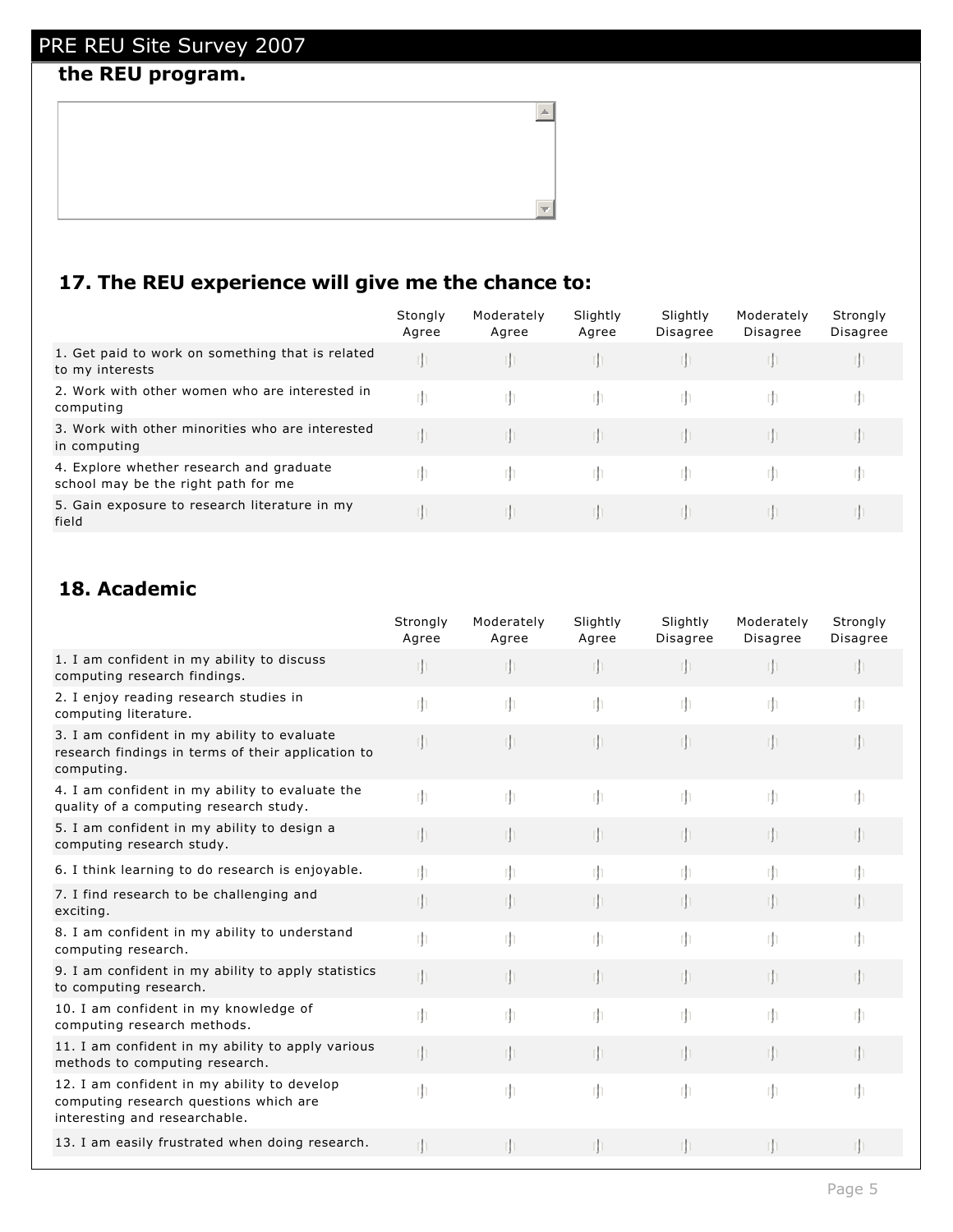**the REU program.**

## 17. The REU experience will give me the chance to:

| | Stongly Agree | Moderately Agree | Slightly Agree | Slightly Disagree | Moderately Disagree | Strongly Disagree |
|---|---|---|---|---|---|---|
| 1. Get paid to work on something that is related to my interests | | | | | | |
| 2. Work with other women who are interested in computing | | | | | | |
| 3. Work with other minorities who are interested in computing | | | | | | |
| 4. Explore whether research and graduate school may be the right path for me | | | | | | |
| 5. Gain exposure to research literature in my field | | | | | | |

## 18. Academic

| | Strongly Agree | Moderately Agree | Slightly Agree | Slightly Disagree | Moderately Disagree | Strongly Disagree |
|---|---|---|---|---|---|---|
| 1. I am confident in my ability to discuss computing research findings. | | | | | | |
| 2. I enjoy reading research studies in computing literature. | | | | | | |
| 3. I am confident in my ability to evaluate research findings in terms of their application to computing. | | | | | | |
| 4. I am confident in my ability to evaluate the quality of a computing research study. | | | | | | |
| 5. I am confident in my ability to design a computing research study. | | | | | | |
| 6. I think learning to do research is enjoyable. | | | | | | |
| 7. I find research to be challenging and exciting. | | | | | | |
| 8. I am confident in my ability to understand computing research. | | | | | | |
| 9. I am confident in my ability to apply statistics to computing research. | | | | | | |
| 10. I am confident in my knowledge of computing research methods. | | | | | | |
| 11. I am confident in my ability to apply various methods to computing research. | | | | | | |
| 12. I am confident in my ability to develop computing research questions which are interesting and researchable. | | | | | | |
| 13. I am easily frustrated when doing research. | | | | | | |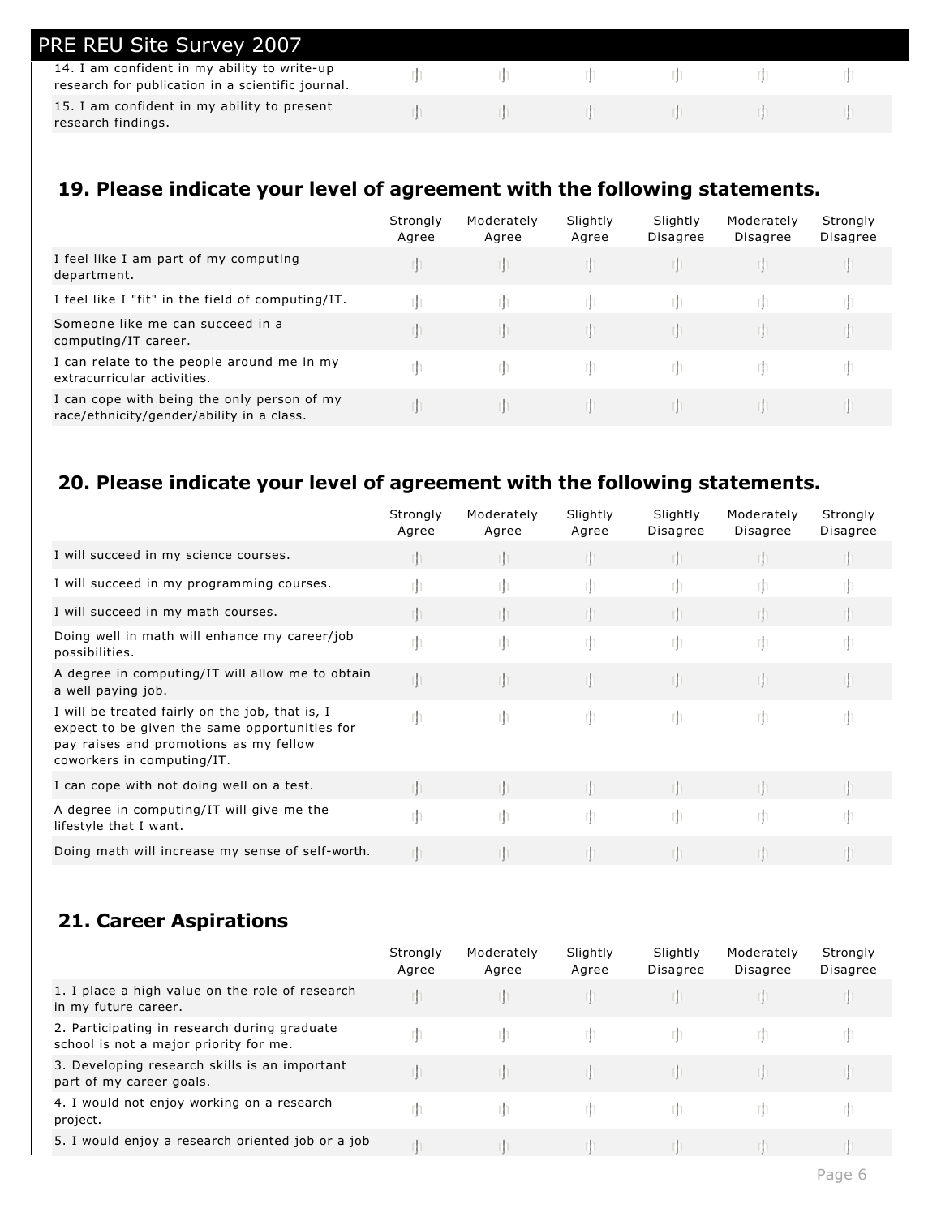| | | | | | | |
|---|---|---|---|---|---|---|
| 14. I am confident in my ability to write-up research for publication in a scientific journal. | | | | | | |
| 15. I am confident in my ability to present research findings. | | | | | | |

## 19. Please indicate your level of agreement with the following statements.

| | Strongly Agree | Moderately Agree | Slightly Agree | Slightly Disagree | Moderately Disagree | Strongly Disagree |
|---|---|---|---|---|---|---|
| I feel like I am part of my computing department. | | | | | | |
| I feel like I "fit" in the field of computing/IT. | | | | | | |
| Someone like me can succeed in a computing/IT career. | | | | | | |
| I can relate to the people around me in my extracurricular activities. | | | | | | |
| I can cope with being the only person of my race/ethnicity/gender/ability in a class. | | | | | | |

## 20. Please indicate your level of agreement with the following statements.

| | Strongly Agree | Moderately Agree | Slightly Agree | Slightly Disagree | Moderately Disagree | Strongly Disagree |
|---|---|---|---|---|---|---|
| I will succeed in my science courses. | | | | | | |
| I will succeed in my programming courses. | | | | | | |
| I will succeed in my math courses. | | | | | | |
| Doing well in math will enhance my career/job possibilities. | | | | | | |
| A degree in computing/IT will allow me to obtain a well paying job. | | | | | | |
| I will be treated fairly on the job, that is, I expect to be given the same opportunities for pay raises and promotions as my fellow coworkers in computing/IT. | | | | | | |
| I can cope with not doing well on a test. | | | | | | |
| A degree in computing/IT will give me the lifestyle that I want. | | | | | | |
| Doing math will increase my sense of self-worth. | | | | | | |

## 21. Career Aspirations

| | Strongly Agree | Moderately Agree | Slightly Agree | Slightly Disagree | Moderately Disagree | Strongly Disagree |
|---|---|---|---|---|---|---|
| 1. I place a high value on the role of research in my future career. | | | | | | |
| 2. Participating in research during graduate school is not a major priority for me. | | | | | | |
| 3. Developing research skills is an important part of my career goals. | | | | | | |
| 4. I would not enjoy working on a research project. | | | | | | |
| 5. I would enjoy a research oriented job or a job | | | | | | |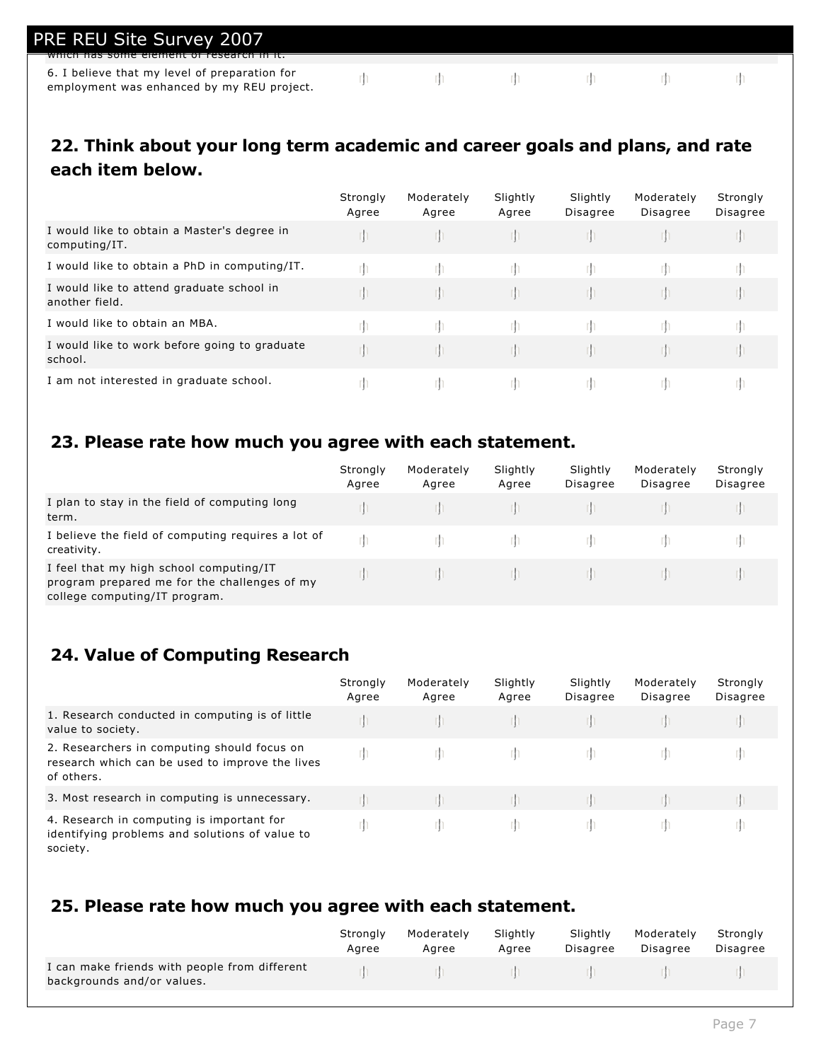which has some element of research in it.

| | | | | | | |
|---|---|---|---|---|---|---|
| 6. I believe that my level of preparation for employment was enhanced by my REU project. | | | | | | |

## 22. Think about your long term academic and career goals and plans, and rate each item below.

| | Strongly Agree | Moderately Agree | Slightly Agree | Slightly Disagree | Moderately Disagree | Strongly Disagree |
|---|---|---|---|---|---|---|
| I would like to obtain a Master's degree in computing/IT. | | | | | | |
| I would like to obtain a PhD in computing/IT. | | | | | | |
| I would like to attend graduate school in another field. | | | | | | |
| I would like to obtain an MBA. | | | | | | |
| I would like to work before going to graduate school. | | | | | | |
| I am not interested in graduate school. | | | | | | |

## 23. Please rate how much you agree with each statement.

| | Strongly Agree | Moderately Agree | Slightly Agree | Slightly Disagree | Moderately Disagree | Strongly Disagree |
|---|---|---|---|---|---|---|
| I plan to stay in the field of computing long term. | | | | | | |
| I believe the field of computing requires a lot of creativity. | | | | | | |
| I feel that my high school computing/IT program prepared me for the challenges of my college computing/IT program. | | | | | | |

## 24. Value of Computing Research

| | Strongly Agree | Moderately Agree | Slightly Agree | Slightly Disagree | Moderately Disagree | Strongly Disagree |
|---|---|---|---|---|---|---|
| 1. Research conducted in computing is of little value to society. | | | | | | |
| 2. Researchers in computing should focus on research which can be used to improve the lives of others. | | | | | | |
| 3. Most research in computing is unnecessary. | | | | | | |
| 4. Research in computing is important for identifying problems and solutions of value to society. | | | | | | |

## 25. Please rate how much you agree with each statement.

| | Strongly Agree | Moderately Agree | Slightly Agree | Slightly Disagree | Moderately Disagree | Strongly Disagree |
|---|---|---|---|---|---|---|
| I can make friends with people from different backgrounds and/or values. | | | | | | |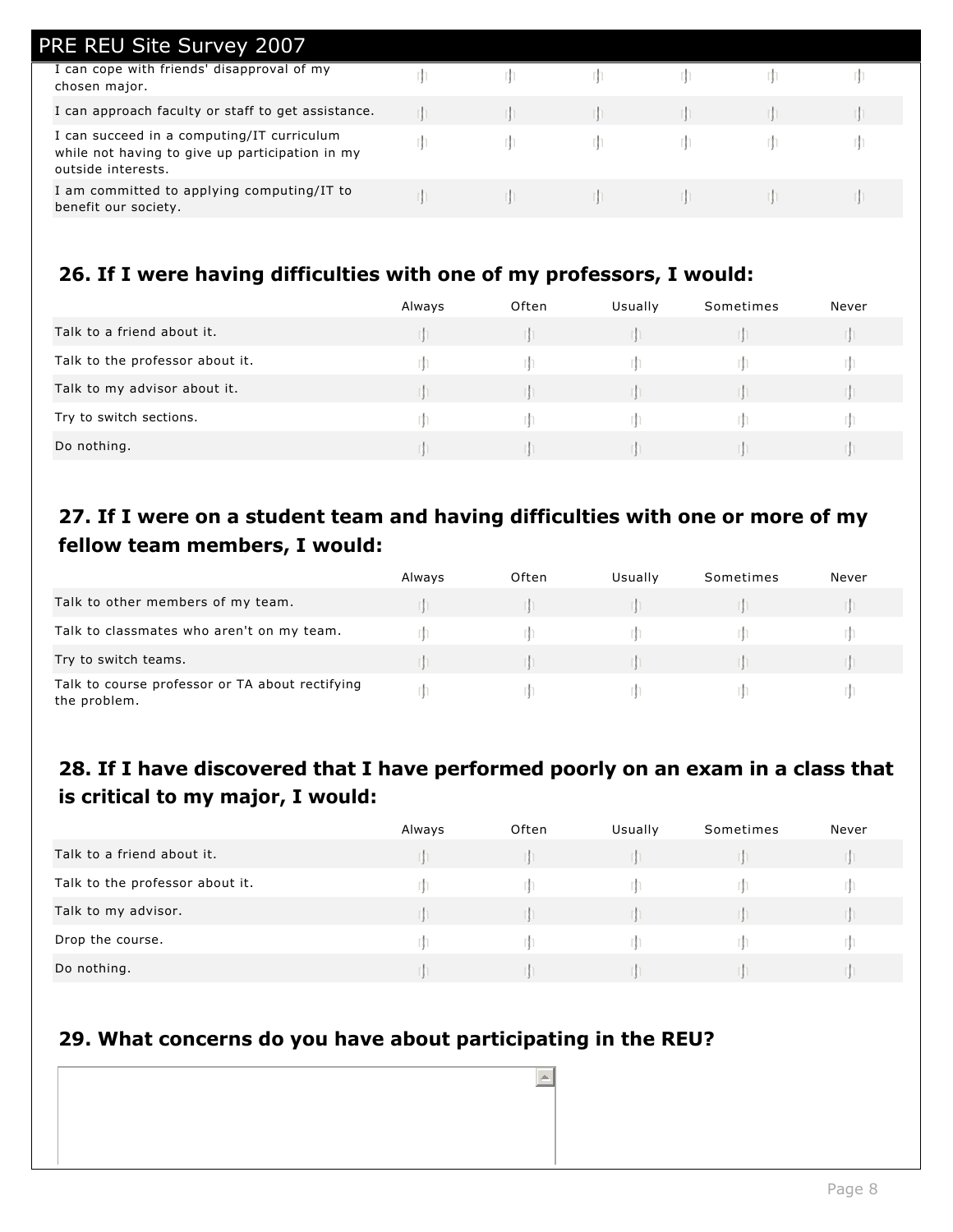| | | | | | | |
|---|---|---|---|---|---|---|
| I can cope with friends' disapproval of my chosen major. | | | | | | |
| I can approach faculty or staff to get assistance. | | | | | | |
| I can succeed in a computing/IT curriculum while not having to give up participation in my outside interests. | | | | | | |
| I am committed to applying computing/IT to benefit our society. | | | | | | |

## 26. If I were having difficulties with one of my professors, I would:

| | Always | Often | Usually | Sometimes | Never |
|---|---|---|---|---|---|
| Talk to a friend about it. | | | | | |
| Talk to the professor about it. | | | | | |
| Talk to my advisor about it. | | | | | |
| Try to switch sections. | | | | | |
| Do nothing. | | | | | |

## 27. If I were on a student team and having difficulties with one or more of my fellow team members, I would:

| | Always | Often | Usually | Sometimes | Never |
|---|---|---|---|---|---|
| Talk to other members of my team. | | | | | |
| Talk to classmates who aren't on my team. | | | | | |
| Try to switch teams. | | | | | |
| Talk to course professor or TA about rectifying the problem. | | | | | |

## 28. If I have discovered that I have performed poorly on an exam in a class that is critical to my major, I would:

| | Always | Often | Usually | Sometimes | Never |
|---|---|---|---|---|---|
| Talk to a friend about it. | | | | | |
| Talk to the professor about it. | | | | | |
| Talk to my advisor. | | | | | |
| Drop the course. | | | | | |
| Do nothing. | | | | | |

## 29. What concerns do you have about participating in the REU?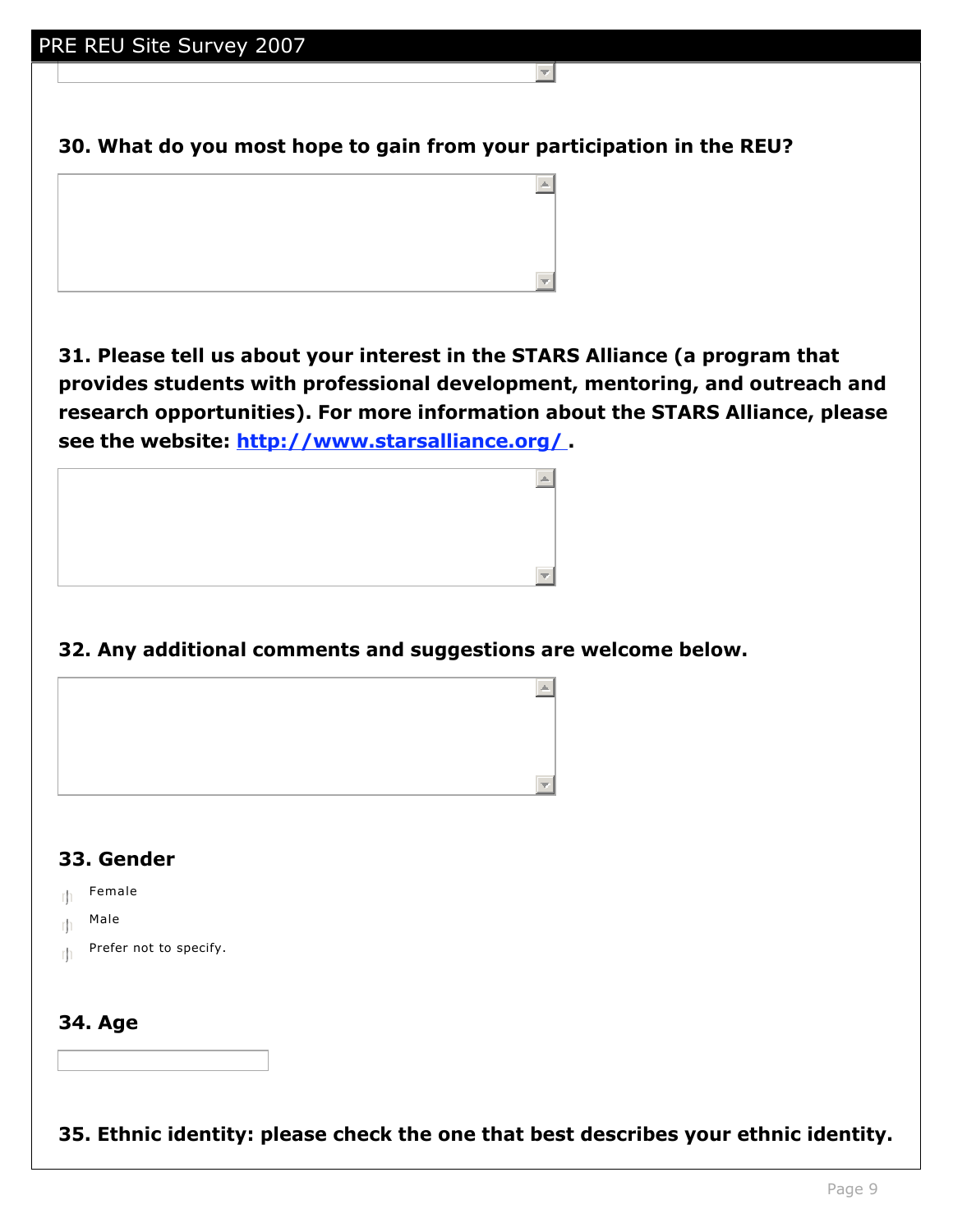**30. What do you most hope to gain from your participation in the REU?**

**31. Please tell us about your interest in the STARS Alliance (a program that provides students with professional development, mentoring, and outreach and research opportunities). For more information about the STARS Alliance, please see the website: [http://www.starsalliance.org/](http://www.starsalliance.org/) .**

**32. Any additional comments and suggestions are welcome below.**

**33. Gender**

- Female
- Male
- Prefer not to specify.

**34. Age**

**35. Ethnic identity: please check the one that best describes your ethnic identity.**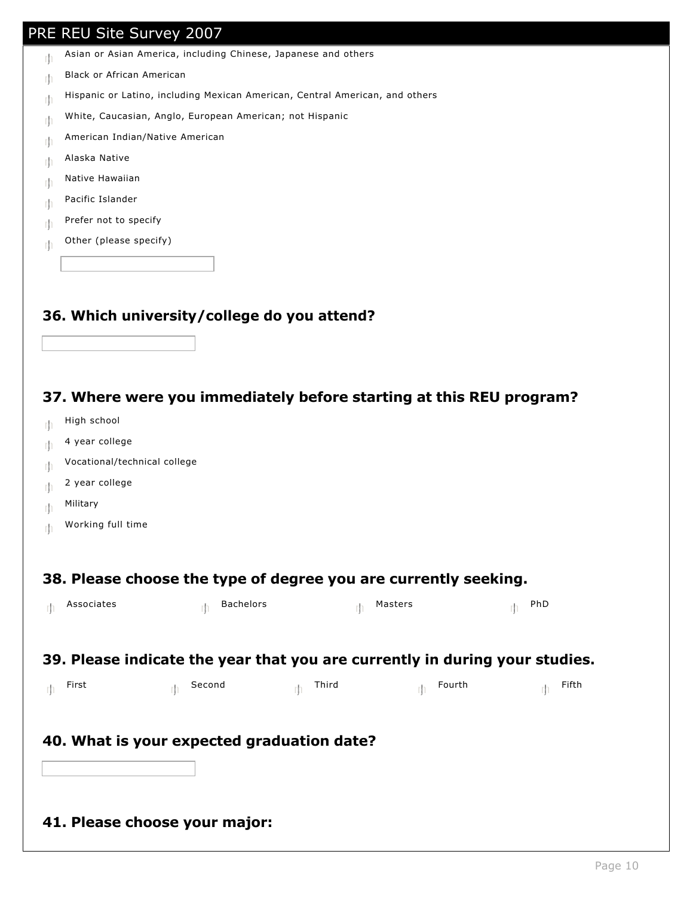- Asian or Asian America, including Chinese, Japanese and others
- Black or African American
- Hispanic or Latino, including Mexican American, Central American, and others
- White, Caucasian, Anglo, European American; not Hispanic
- American Indian/Native American
- Alaska Native
- Native Hawaiian
- Pacific Islander
- Prefer not to specify
- Other (please specify)

### 36. Which university/college do you attend?

### 37. Where were you immediately before starting at this REU program?

- High school
- 4 year college
- Vocational/technical college
- 2 year college
- Military
- Working full time

### 38. Please choose the type of degree you are currently seeking.

- Associates
- Bachelors
- Masters
- PhD

### 39. Please indicate the year that you are currently in during your studies.

- First
- Second
- Third
- Fourth
- Fifth

### 40. What is your expected graduation date?

### 41. Please choose your major: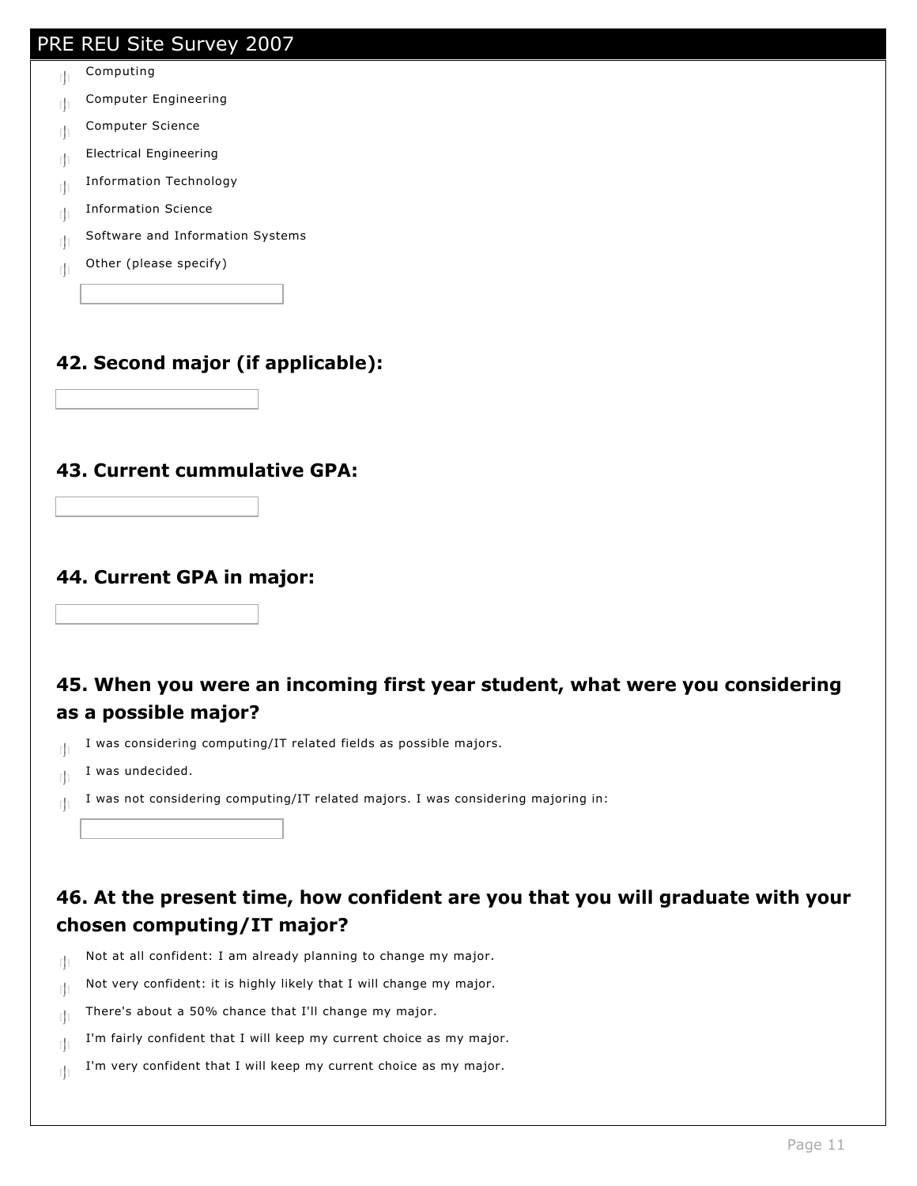- Computing
- Computer Engineering
- Computer Science
- Electrical Engineering
- Information Technology
- Information Science
- Software and Information Systems
- Other (please specify)

## 42. Second major (if applicable):

## 43. Current cummulative GPA:

## 44. Current GPA in major:

## 45. When you were an incoming first year student, what were you considering as a possible major?

- I was considering computing/IT related fields as possible majors.
- I was undecided.
- I was not considering computing/IT related majors. I was considering majoring in:

## 46. At the present time, how confident are you that you will graduate with your chosen computing/IT major?

- Not at all confident: I am already planning to change my major.
- Not very confident: it is highly likely that I will change my major.
- There's about a 50% chance that I'll change my major.
- I'm fairly confident that I will keep my current choice as my major.
- I'm very confident that I will keep my current choice as my major.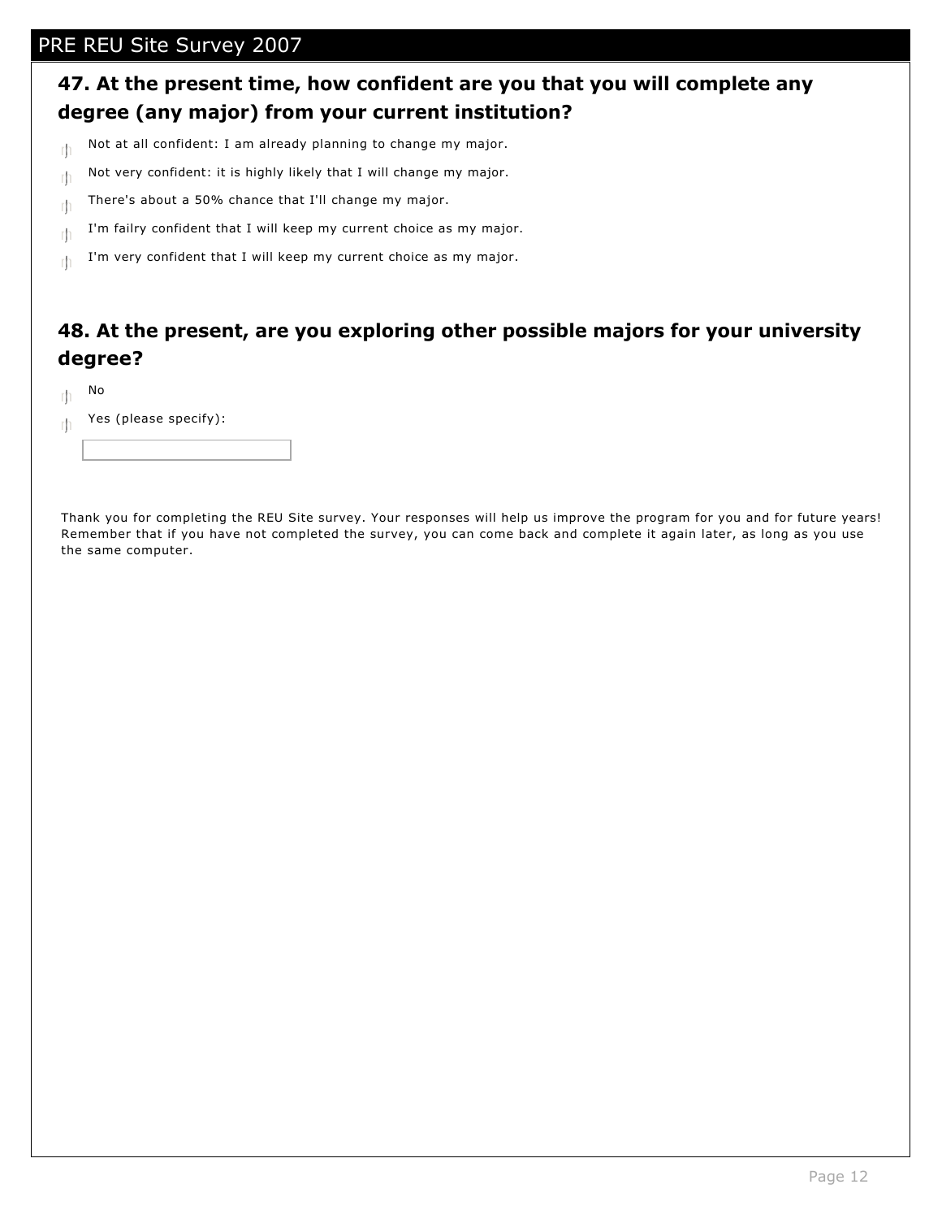## 47. At the present time, how confident are you that you will complete any degree (any major) from your current institution?

- Not at all confident: I am already planning to change my major.
- Not very confident: it is highly likely that I will change my major.
- There's about a 50% chance that I'll change my major.
- I'm failry confident that I will keep my current choice as my major.
- I'm very confident that I will keep my current choice as my major.

## 48. At the present, are you exploring other possible majors for your university degree?

- No
- Yes (please specify):

Thank you for completing the REU Site survey. Your responses will help us improve the program for you and for future years! Remember that if you have not completed the survey, you can come back and complete it again later, as long as you use the same computer.